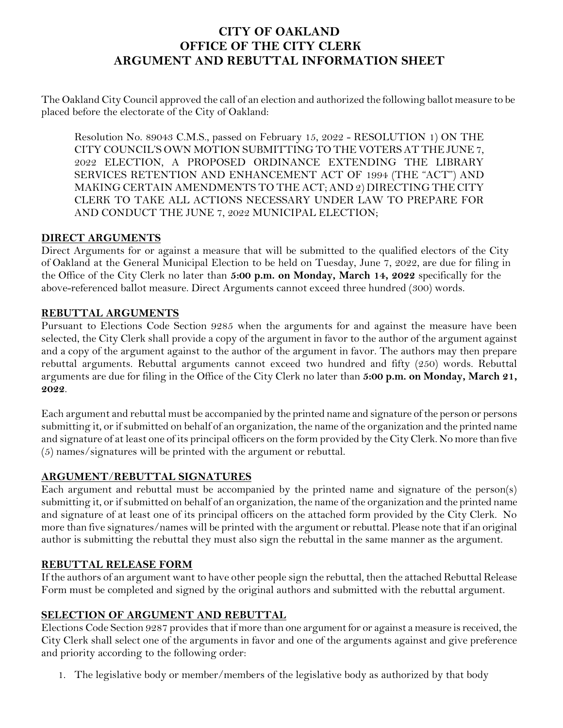# CITY OF OAKLAND
# OFFICE OF THE CITY CLERK
# ARGUMENT AND REBUTTAL INFORMATION SHEET

The Oakland City Council approved the call of an election and authorized the following ballot measure to be placed before the electorate of the City of Oakland:

> Resolution No. 89043 C.M.S., passed on February 15, 2022 - RESOLUTION 1) ON THE CITY COUNCIL'S OWN MOTION SUBMITTING TO THE VOTERS AT THE JUNE 7, 2022 ELECTION, A PROPOSED ORDINANCE EXTENDING THE LIBRARY SERVICES RETENTION AND ENHANCEMENT ACT OF 1994 (THE "ACT") AND MAKING CERTAIN AMENDMENTS TO THE ACT; AND 2) DIRECTING THE CITY CLERK TO TAKE ALL ACTIONS NECESSARY UNDER LAW TO PREPARE FOR AND CONDUCT THE JUNE 7, 2022 MUNICIPAL ELECTION;

## DIRECT ARGUMENTS

Direct Arguments for or against a measure that will be submitted to the qualified electors of the City of Oakland at the General Municipal Election to be held on Tuesday, June 7, 2022, are due for filing in the Office of the City Clerk no later than **5:00 p.m. on Monday, March 14, 2022** specifically for the above-referenced ballot measure. Direct Arguments cannot exceed three hundred (300) words.

## REBUTTAL ARGUMENTS

Pursuant to Elections Code Section 9285 when the arguments for and against the measure have been selected, the City Clerk shall provide a copy of the argument in favor to the author of the argument against and a copy of the argument against to the author of the argument in favor. The authors may then prepare rebuttal arguments. Rebuttal arguments cannot exceed two hundred and fifty (250) words. Rebuttal arguments are due for filing in the Office of the City Clerk no later than **5:00 p.m. on Monday, March 21, 2022**.

Each argument and rebuttal must be accompanied by the printed name and signature of the person or persons submitting it, or if submitted on behalf of an organization, the name of the organization and the printed name and signature of at least one of its principal officers on the form provided by the City Clerk. No more than five (5) names/signatures will be printed with the argument or rebuttal.

## ARGUMENT/REBUTTAL SIGNATURES

Each argument and rebuttal must be accompanied by the printed name and signature of the person(s) submitting it, or if submitted on behalf of an organization, the name of the organization and the printed name and signature of at least one of its principal officers on the attached form provided by the City Clerk. No more than five signatures/names will be printed with the argument or rebuttal. Please note that if an original author is submitting the rebuttal they must also sign the rebuttal in the same manner as the argument.

## REBUTTAL RELEASE FORM

If the authors of an argument want to have other people sign the rebuttal, then the attached Rebuttal Release Form must be completed and signed by the original authors and submitted with the rebuttal argument.

## SELECTION OF ARGUMENT AND REBUTTAL

Elections Code Section 9287 provides that if more than one argument for or against a measure is received, the City Clerk shall select one of the arguments in favor and one of the arguments against and give preference and priority according to the following order:

1. The legislative body or member/members of the legislative body as authorized by that body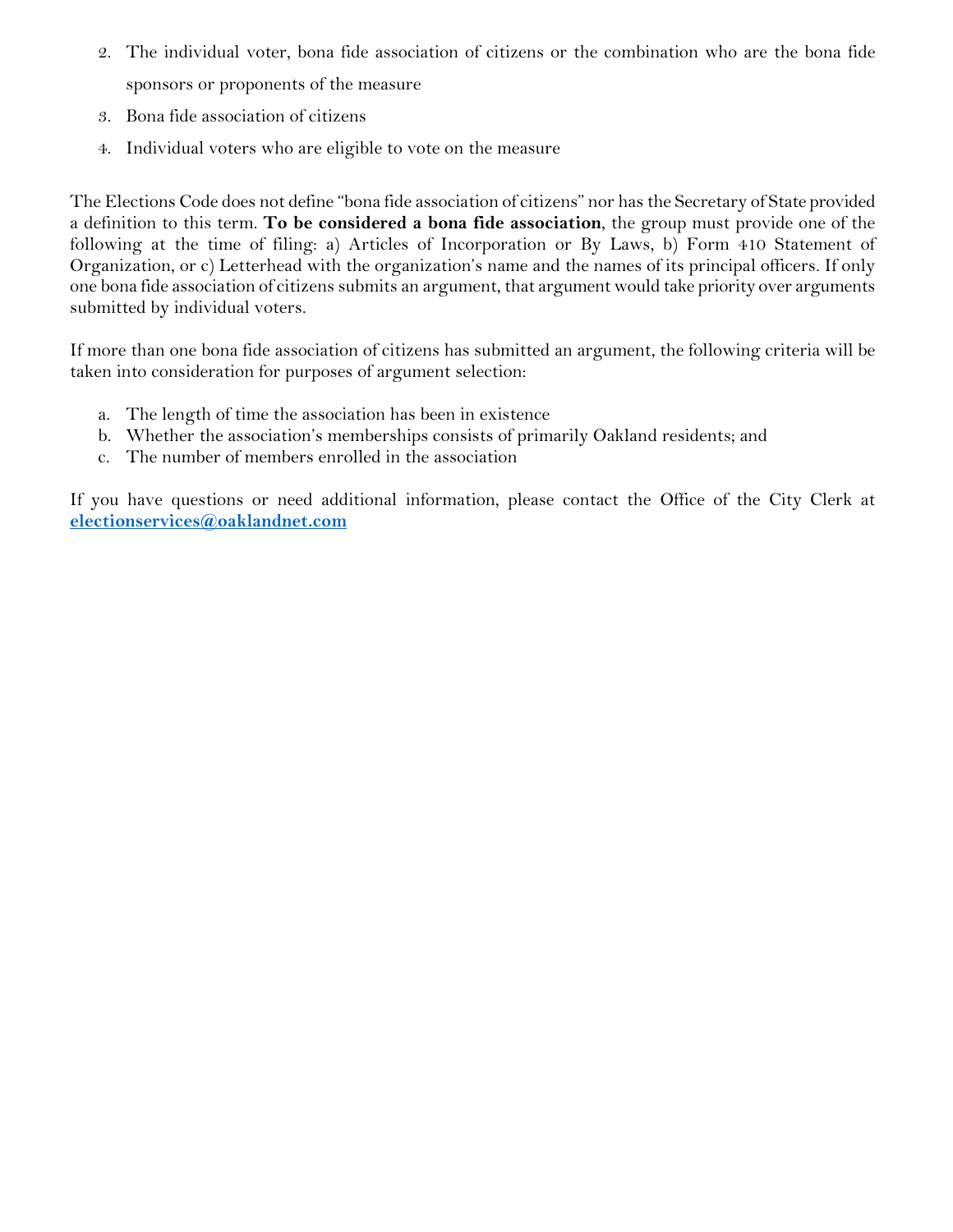2. The individual voter, bona fide association of citizens or the combination who are the bona fide sponsors or proponents of the measure
3. Bona fide association of citizens
4. Individual voters who are eligible to vote on the measure

The Elections Code does not define "bona fide association of citizens" nor has the Secretary of State provided a definition to this term. **To be considered a bona fide association**, the group must provide one of the following at the time of filing: a) Articles of Incorporation or By Laws, b) Form 410 Statement of Organization, or c) Letterhead with the organization's name and the names of its principal officers. If only one bona fide association of citizens submits an argument, that argument would take priority over arguments submitted by individual voters.

If more than one bona fide association of citizens has submitted an argument, the following criteria will be taken into consideration for purposes of argument selection:

a. The length of time the association has been in existence
b. Whether the association's memberships consists of primarily Oakland residents; and
c. The number of members enrolled in the association

If you have questions or need additional information, please contact the Office of the City Clerk at **electionservices@oaklandnet.com**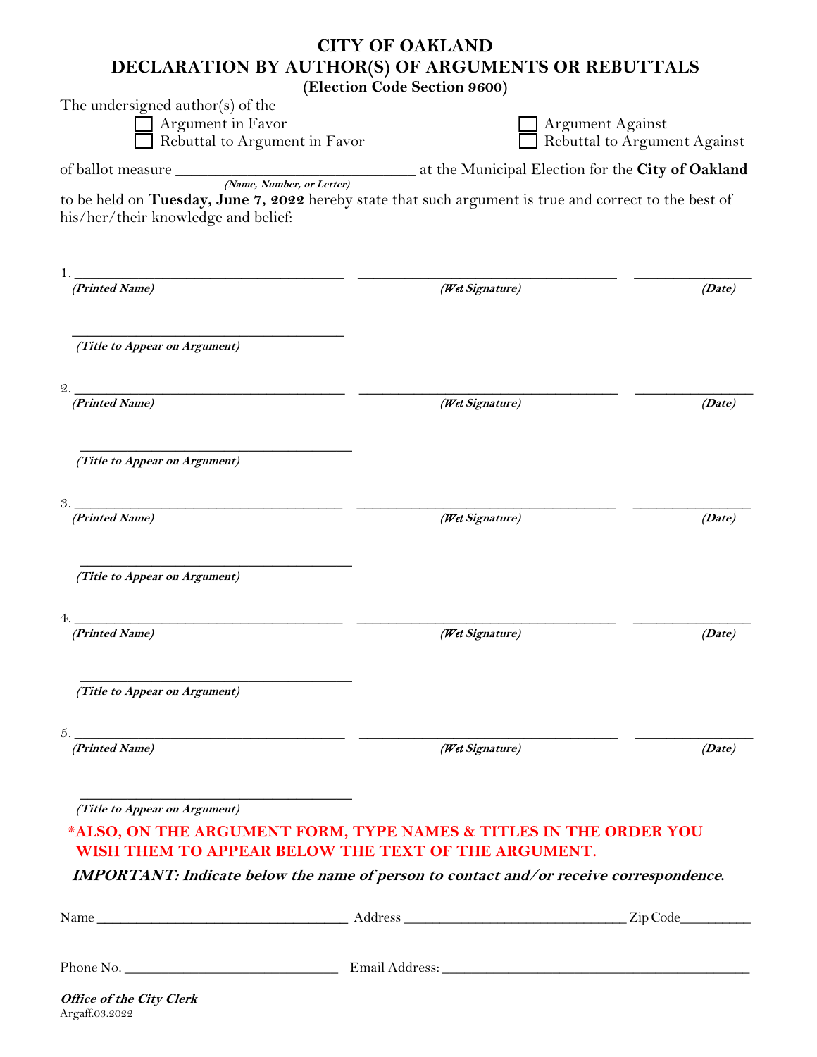# CITY OF OAKLAND

## DECLARATION BY AUTHOR(S) OF ARGUMENTS OR REBUTTALS

**(Election Code Section 9600)**

The undersigned author(s) of the

☐ Argument in Favor ☐ Argument Against

☐ Rebuttal to Argument in Favor ☐ Rebuttal to Argument Against

of ballot measure ______________________________ at the Municipal Election for the **City of Oakland**
*(Name, Number, or Letter)*

to be held on **Tuesday, June 7, 2022** hereby state that such argument is true and correct to the best of his/her/their knowledge and belief:

1. ___________________________________ ___________________________________ _______________
*(Printed Name)* *(Wet Signature)* *(Date)*

___________________________________
*(Title to Appear on Argument)*

2. ___________________________________ ___________________________________ _______________
*(Printed Name)* *(Wet Signature)* *(Date)*

___________________________________
*(Title to Appear on Argument)*

3. ___________________________________ ___________________________________ _______________
*(Printed Name)* *(Wet Signature)* *(Date)*

___________________________________
*(Title to Appear on Argument)*

4. ___________________________________ ___________________________________ _______________
*(Printed Name)* *(Wet Signature)* *(Date)*

___________________________________
*(Title to Appear on Argument)*

5. ___________________________________ ___________________________________ _______________
*(Printed Name)* *(Wet Signature)* *(Date)*

___________________________________
*(Title to Appear on Argument)*

**\*ALSO, ON THE ARGUMENT FORM, TYPE NAMES & TITLES IN THE ORDER YOU WISH THEM TO APPEAR BELOW THE TEXT OF THE ARGUMENT.**

***IMPORTANT: Indicate below the name of person to contact and/or receive correspondence.***

Name _________________________________ Address _____________________________ Zip Code_________

Phone No. ____________________________ Email Address: ________________________________________

***Office of the City Clerk***
Argaff.03.2022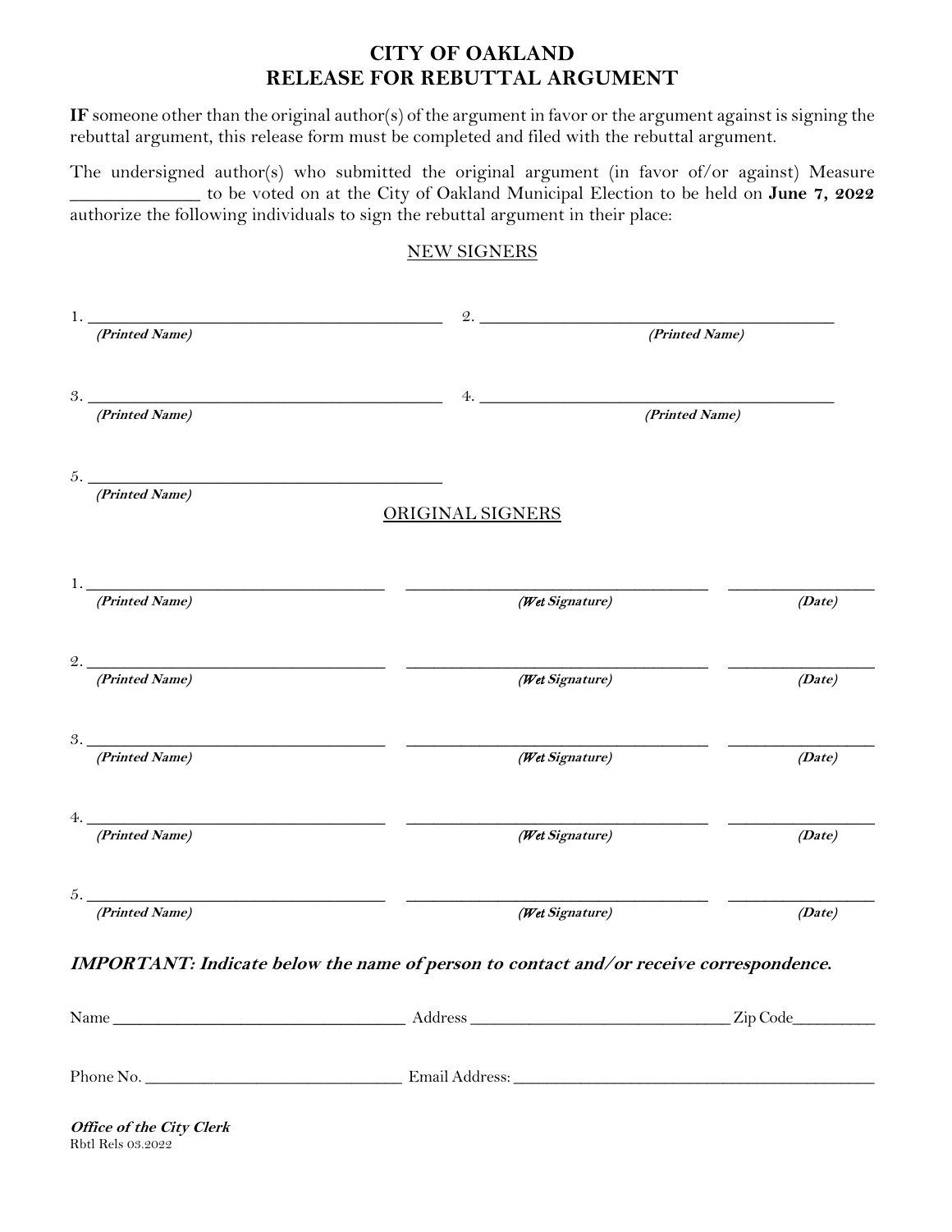# CITY OF OAKLAND
# RELEASE FOR REBUTTAL ARGUMENT

**IF** someone other than the original author(s) of the argument in favor or the argument against is signing the rebuttal argument, this release form must be completed and filed with the rebuttal argument.

The undersigned author(s) who submitted the original argument (in favor of/or against) Measure ______________ to be voted on at the City of Oakland Municipal Election to be held on **June 7, 2022** authorize the following individuals to sign the rebuttal argument in their place:

## NEW SIGNERS

1. ____________________________________________ 
***(Printed Name)***

2. ____________________________________________ 
***(Printed Name)***

3. ____________________________________________ 
***(Printed Name)***

4. ____________________________________________ 
***(Printed Name)***

5. ____________________________________________ 
***(Printed Name)***

## ORIGINAL SIGNERS

1. ______________________________ ______________________________ ______________ 
***(Printed Name)*** ***(Wet Signature)*** ***(Date)***

2. ______________________________ ______________________________ ______________ 
***(Printed Name)*** ***(Wet Signature)*** ***(Date)***

3. ______________________________ ______________________________ ______________ 
***(Printed Name)*** ***(Wet Signature)*** ***(Date)***

4. ______________________________ ______________________________ ______________ 
***(Printed Name)*** ***(Wet Signature)*** ***(Date)***

5. ______________________________ ______________________________ ______________ 
***(Printed Name)*** ***(Wet Signature)*** ***(Date)***

***IMPORTANT: Indicate below the name of person to contact and/or receive correspondence.***

Name ____________________________________ Address ________________________________ Zip Code__________

Phone No. ________________________________ Email Address: ______________________________________________

***Office of the City Clerk***
Rbtl Rels 03.2022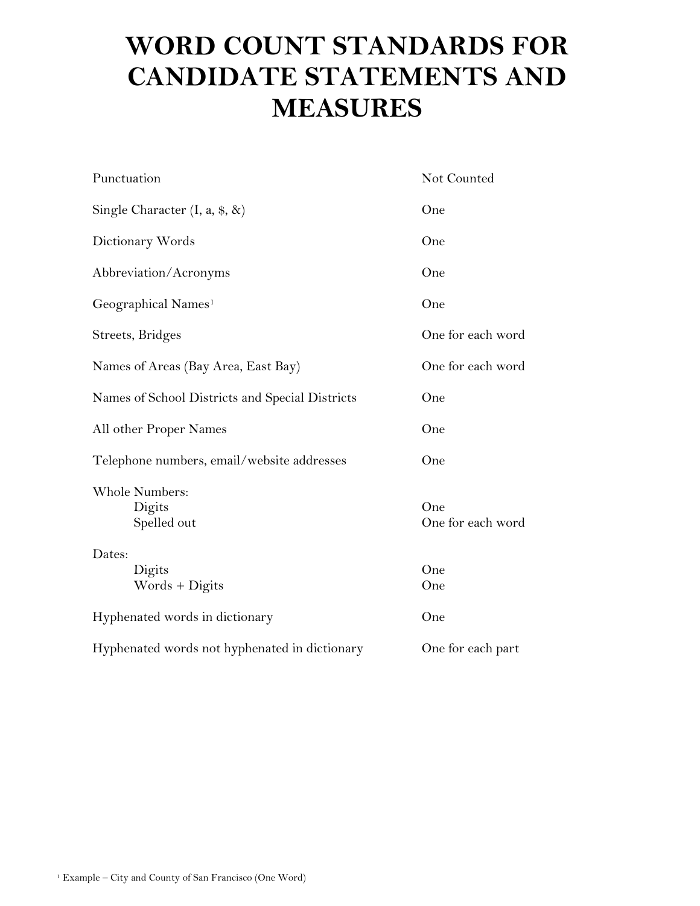# WORD COUNT STANDARDS FOR CANDIDATE STATEMENTS AND MEASURES

| | |
|---|---|
| Punctuation | Not Counted |
| Single Character (I, a, $, &) | One |
| Dictionary Words | One |
| Abbreviation/Acronyms | One |
| Geographical Names[1] | One |
| Streets, Bridges | One for each word |
| Names of Areas (Bay Area, East Bay) | One for each word |
| Names of School Districts and Special Districts | One |
| All other Proper Names | One |
| Telephone numbers, email/website addresses | One |
| Whole Numbers: | |
| Digits | One |
| Spelled out | One for each word |
| Dates: | |
| Digits | One |
| Words + Digits | One |
| Hyphenated words in dictionary | One |
| Hyphenated words not hyphenated in dictionary | One for each part |

[1] Example – City and County of San Francisco (One Word)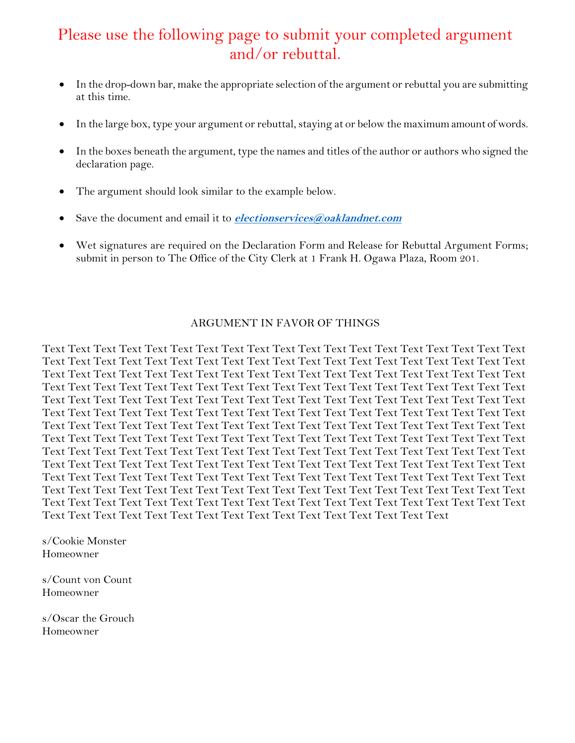# Please use the following page to submit your completed argument and/or rebuttal.

- In the drop-down bar, make the appropriate selection of the argument or rebuttal you are submitting at this time.
- In the large box, type your argument or rebuttal, staying at or below the maximum amount of words.
- In the boxes beneath the argument, type the names and titles of the author or authors who signed the declaration page.
- The argument should look similar to the example below.
- Save the document and email it to ***electionservices@oaklandnet.com***
- Wet signatures are required on the Declaration Form and Release for Rebuttal Argument Forms; submit in person to The Office of the City Clerk at 1 Frank H. Ogawa Plaza, Room 201.

ARGUMENT IN FAVOR OF THINGS

Text Text Text Text Text Text Text Text Text Text Text Text Text Text Text Text Text Text Text Text Text Text Text Text Text Text Text Text Text Text Text Text Text Text Text Text Text Text Text Text Text Text Text Text Text Text Text Text Text Text Text Text Text Text Text Text Text Text Text Text Text Text Text Text Text Text Text Text Text Text Text Text Text Text Text Text Text Text Text Text Text Text Text Text Text Text Text Text Text Text Text Text Text Text Text Text Text Text Text Text Text Text Text Text Text Text Text Text Text Text Text Text Text Text Text Text Text Text Text Text Text Text Text Text Text Text Text Text Text Text Text Text Text Text Text Text Text Text Text Text Text Text Text Text Text Text Text Text Text Text Text Text Text Text Text Text Text Text Text Text Text Text Text Text Text Text Text Text Text Text Text Text Text Text Text Text Text Text Text Text Text Text Text Text Text Text Text Text Text Text Text Text Text Text Text Text Text Text Text Text Text Text Text Text Text Text Text Text Text Text Text Text Text Text Text Text Text Text Text Text Text Text Text Text Text Text Text Text Text Text Text Text Text Text Text Text Text Text Text Text Text Text Text Text Text Text Text Text Text Text Text Text Text Text Text Text Text Text Text Text Text Text Text Text Text Text Text Text Text Text Text Text Text Text Text Text Text Text Text Text Text

s/Cookie Monster
Homeowner

s/Count von Count
Homeowner

s/Oscar the Grouch
Homeowner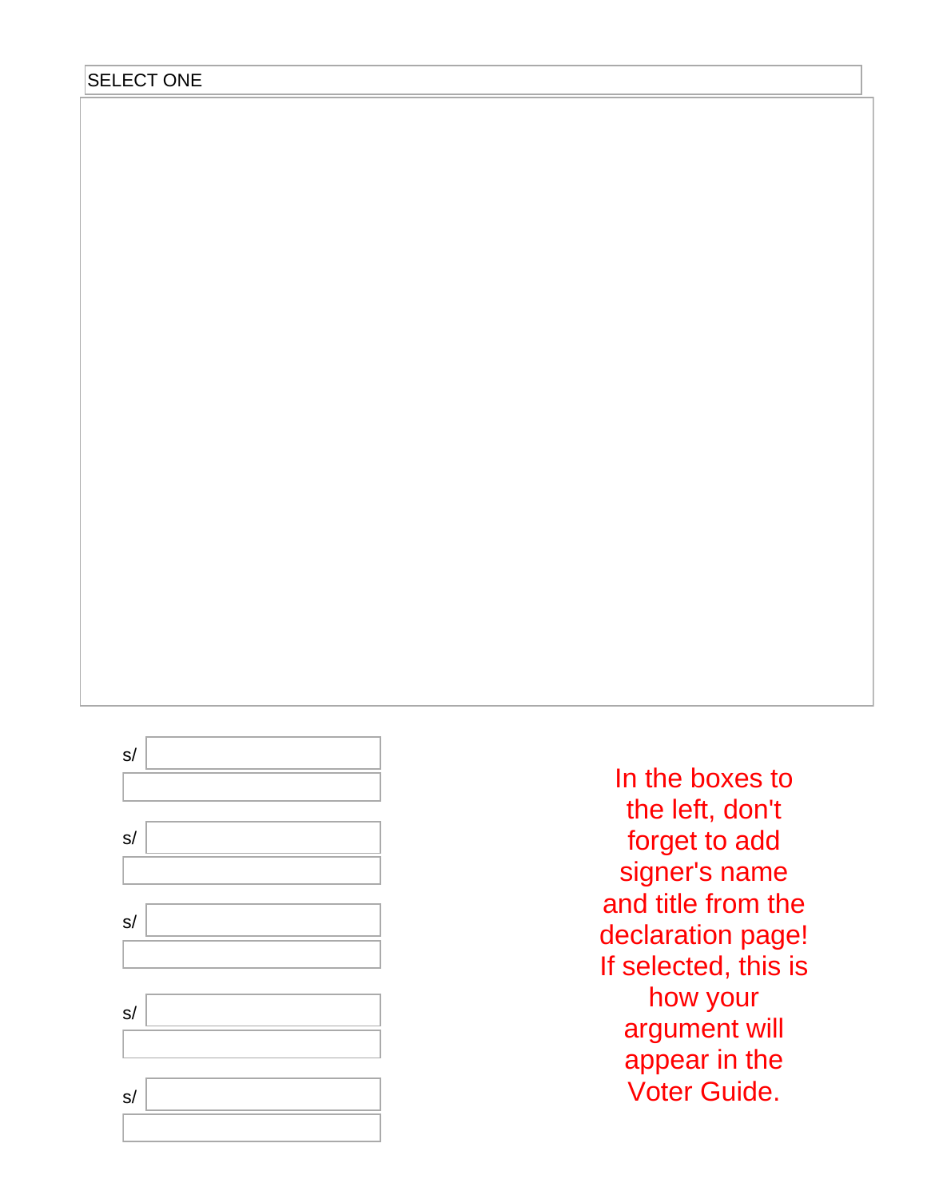SELECT ONE

s/

s/

s/

s/

s/

In the boxes to the left, don't forget to add signer's name and title from the declaration page! If selected, this is how your argument will appear in the Voter Guide.